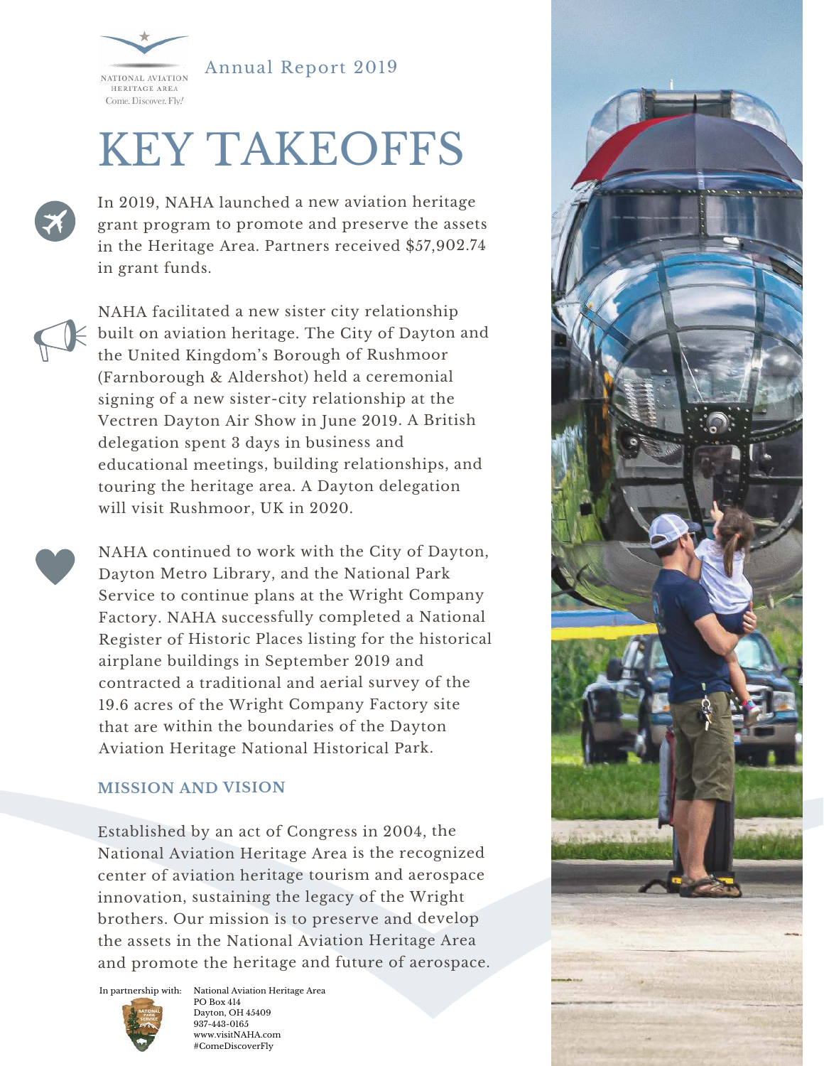NATIONAL AVIATION HERITAGE AREA
Come. Discover. Fly!

Annual Report 2019

# KEY TAKEOFFS

In 2019, NAHA launched a new aviation heritage grant program to promote and preserve the assets in the Heritage Area. Partners received $57,902.74 in grant funds.

NAHA facilitated a new sister city relationship built on aviation heritage. The City of Dayton and the United Kingdom's Borough of Rushmoor (Farnborough & Aldershot) held a ceremonial signing of a new sister-city relationship at the Vectren Dayton Air Show in June 2019. A British delegation spent 3 days in business and educational meetings, building relationships, and touring the heritage area. A Dayton delegation will visit Rushmoor, UK in 2020.

NAHA continued to work with the City of Dayton, Dayton Metro Library, and the National Park Service to continue plans at the Wright Company Factory. NAHA successfully completed a National Register of Historic Places listing for the historical airplane buildings in September 2019 and contracted a traditional and aerial survey of the 19.6 acres of the Wright Company Factory site that are within the boundaries of the Dayton Aviation Heritage National Historical Park.

## MISSION AND VISION

Established by an act of Congress in 2004, the National Aviation Heritage Area is the recognized center of aviation heritage tourism and aerospace innovation, sustaining the legacy of the Wright brothers. Our mission is to preserve and develop the assets in the National Aviation Heritage Area and promote the heritage and future of aerospace.

In partnership with:

National Aviation Heritage Area
PO Box 414
Dayton, OH 45409
937-443-0165
www.visitNAHA.com
#ComeDiscoverFly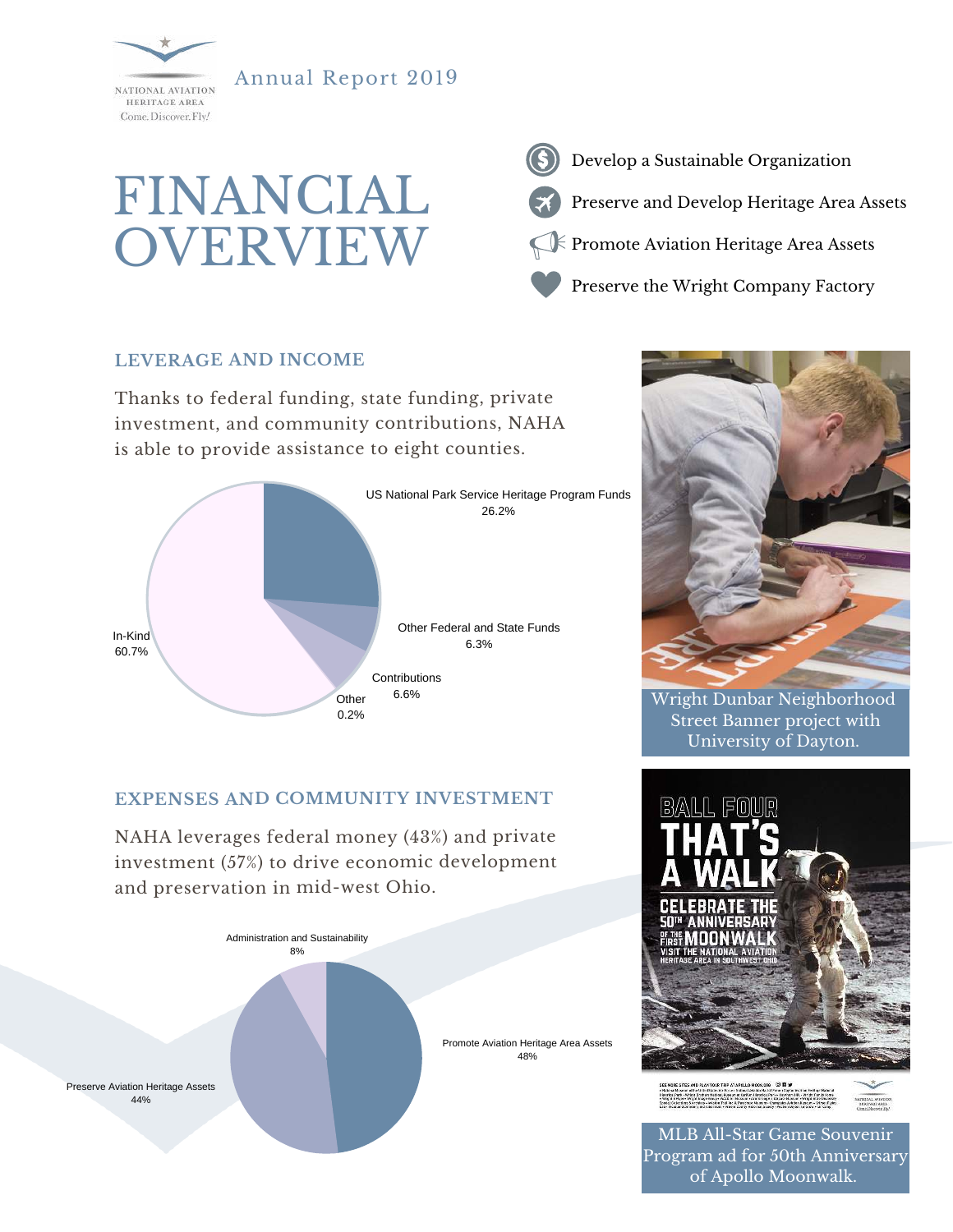NATIONAL AVIATION HERITAGE AREA
Come. Discover. Fly!

Annual Report 2019

# FINANCIAL OVERVIEW

- Develop a Sustainable Organization
- Preserve and Develop Heritage Area Assets
- Promote Aviation Heritage Area Assets
- Preserve the Wright Company Factory

## LEVERAGE AND INCOME

Thanks to federal funding, state funding, private investment, and community contributions, NAHA is able to provide assistance to eight counties.

US National Park Service Heritage Program Funds
26.2%

Other Federal and State Funds
6.3%

Contributions
6.6%

Other
0.2%

In-Kind
60.7%

Wright Dunbar Neighborhood Street Banner project with University of Dayton.

## EXPENSES AND COMMUNITY INVESTMENT

NAHA leverages federal money (43%) and private investment (57%) to drive economic development and preservation in mid-west Ohio.

Administration and Sustainability
8%

Promote Aviation Heritage Area Assets
48%

Preserve Aviation Heritage Assets
44%

MLB All-Star Game Souvenir Program ad for 50th Anniversary of Apollo Moonwalk.